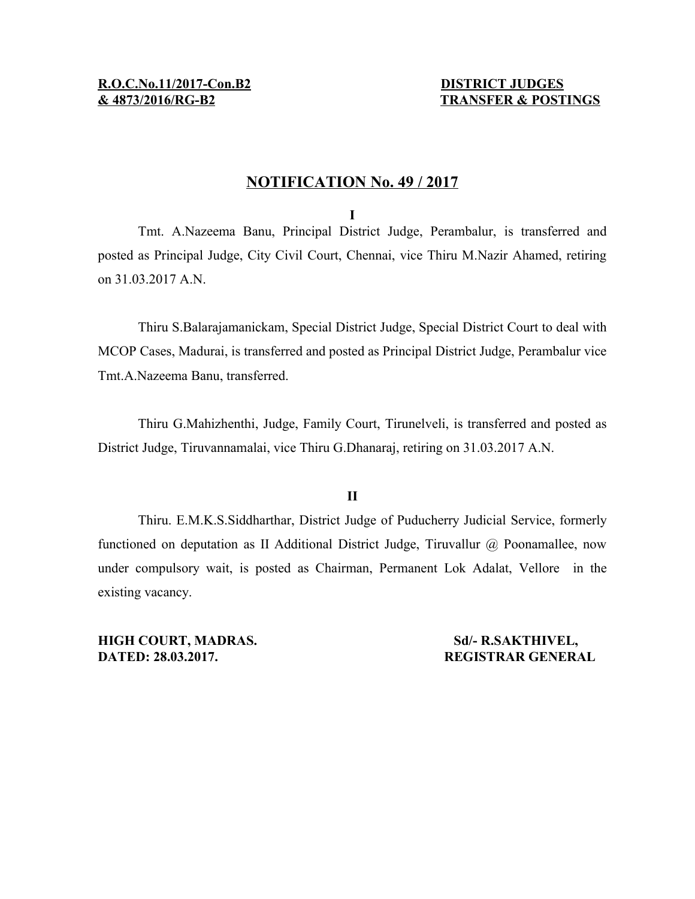**R.O.C.No.11/2017-Con.B2**
**& 4873/2016/RG-B2**

**DISTRICT JUDGES**
**TRANSFER & POSTINGS**

## NOTIFICATION No. 49 / 2017

**I**

Tmt. A.Nazeema Banu, Principal District Judge, Perambalur, is transferred and posted as Principal Judge, City Civil Court, Chennai, vice Thiru M.Nazir Ahamed, retiring on 31.03.2017 A.N.

Thiru S.Balarajamanickam, Special District Judge, Special District Court to deal with MCOP Cases, Madurai, is transferred and posted as Principal District Judge, Perambalur vice Tmt.A.Nazeema Banu, transferred.

Thiru G.Mahizhenthi, Judge, Family Court, Tirunelveli, is transferred and posted as District Judge, Tiruvannamalai, vice Thiru G.Dhanaraj, retiring on 31.03.2017 A.N.

**II**

Thiru. E.M.K.S.Siddharthar, District Judge of Puducherry Judicial Service, formerly functioned on deputation as II Additional District Judge, Tiruvallur @ Poonamallee, now under compulsory wait, is posted as Chairman, Permanent Lok Adalat, Vellore in the existing vacancy.

**HIGH COURT, MADRAS.**
**DATED: 28.03.2017.**

**Sd/- R.SAKTHIVEL,**
**REGISTRAR GENERAL**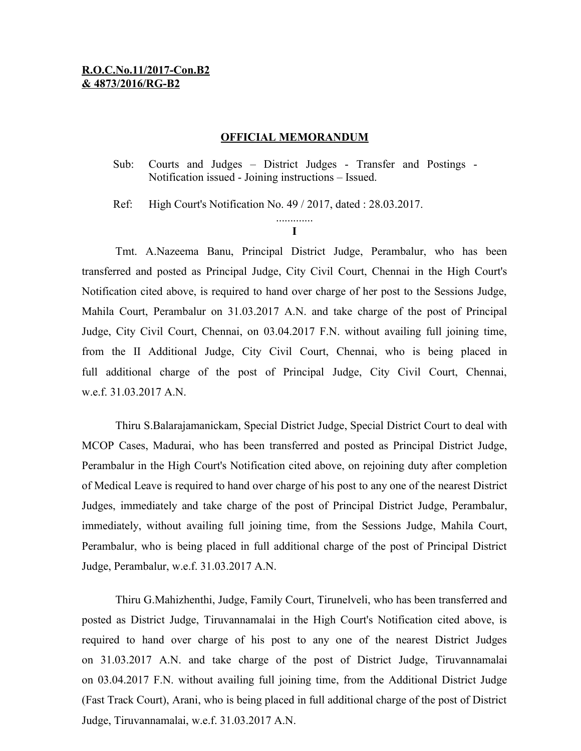**R.O.C.No.11/2017-Con.B2**
**& 4873/2016/RG-B2**

## OFFICIAL MEMORANDUM

Sub: Courts and Judges – District Judges - Transfer and Postings - Notification issued - Joining instructions – Issued.

Ref: High Court's Notification No. 49 / 2017, dated : 28.03.2017.

.............

**I**

Tmt. A.Nazeema Banu, Principal District Judge, Perambalur, who has been transferred and posted as Principal Judge, City Civil Court, Chennai in the High Court's Notification cited above, is required to hand over charge of her post to the Sessions Judge, Mahila Court, Perambalur on 31.03.2017 A.N. and take charge of the post of Principal Judge, City Civil Court, Chennai, on 03.04.2017 F.N. without availing full joining time, from the II Additional Judge, City Civil Court, Chennai, who is being placed in full additional charge of the post of Principal Judge, City Civil Court, Chennai, w.e.f. 31.03.2017 A.N.

Thiru S.Balarajamanickam, Special District Judge, Special District Court to deal with MCOP Cases, Madurai, who has been transferred and posted as Principal District Judge, Perambalur in the High Court's Notification cited above, on rejoining duty after completion of Medical Leave is required to hand over charge of his post to any one of the nearest District Judges, immediately and take charge of the post of Principal District Judge, Perambalur, immediately, without availing full joining time, from the Sessions Judge, Mahila Court, Perambalur, who is being placed in full additional charge of the post of Principal District Judge, Perambalur, w.e.f. 31.03.2017 A.N.

Thiru G.Mahizhenthi, Judge, Family Court, Tirunelveli, who has been transferred and posted as District Judge, Tiruvannamalai in the High Court's Notification cited above, is required to hand over charge of his post to any one of the nearest District Judges on 31.03.2017 A.N. and take charge of the post of District Judge, Tiruvannamalai on 03.04.2017 F.N. without availing full joining time, from the Additional District Judge (Fast Track Court), Arani, who is being placed in full additional charge of the post of District Judge, Tiruvannamalai, w.e.f. 31.03.2017 A.N.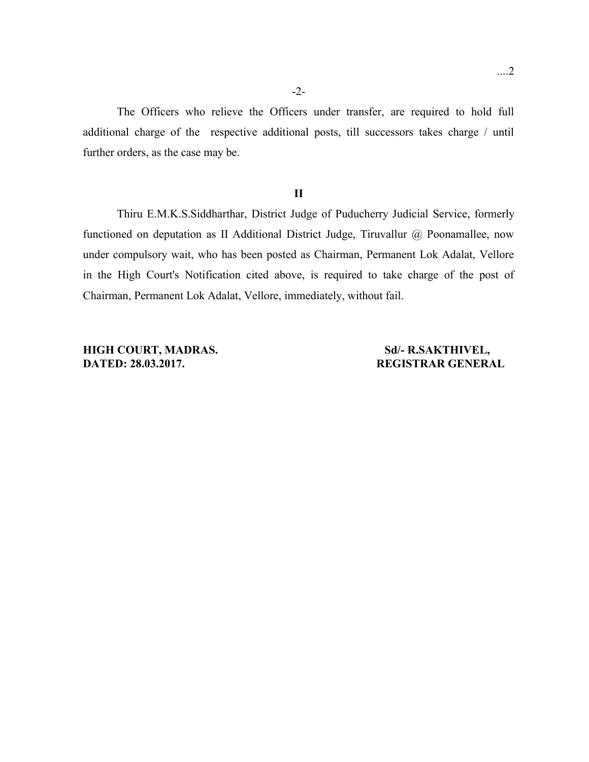The Officers who relieve the Officers under transfer, are required to hold full additional charge of the respective additional posts, till successors takes charge / until further orders, as the case may be.

**II**

Thiru E.M.K.S.Siddharthar, District Judge of Puducherry Judicial Service, formerly functioned on deputation as II Additional District Judge, Tiruvallur @ Poonamallee, now under compulsory wait, who has been posted as Chairman, Permanent Lok Adalat, Vellore in the High Court's Notification cited above, is required to take charge of the post of Chairman, Permanent Lok Adalat, Vellore, immediately, without fail.

**HIGH COURT, MADRAS.**
**DATED: 28.03.2017.**

**Sd/- R.SAKTHIVEL,**
**REGISTRAR GENERAL**